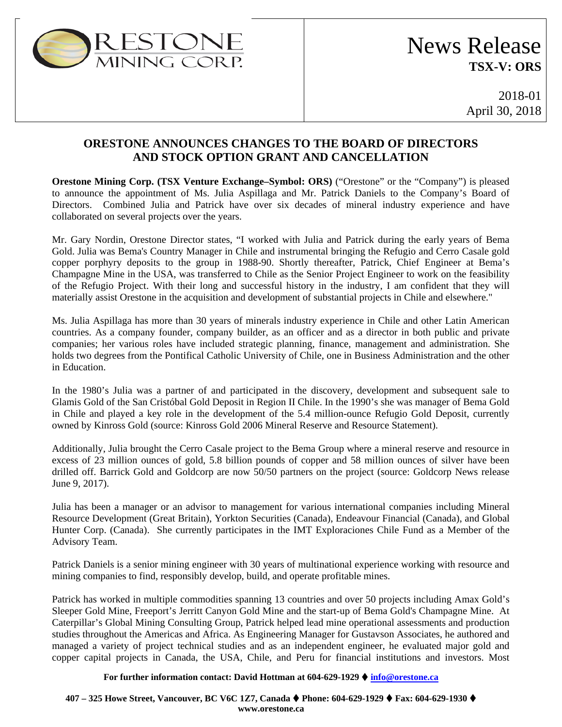ORESTONE MINING CORP.

# News Release
**TSX-V: ORS**

2018-01
April 30, 2018

## ORESTONE ANNOUNCES CHANGES TO THE BOARD OF DIRECTORS AND STOCK OPTION GRANT AND CANCELLATION

**Orestone Mining Corp. (TSX Venture Exchange–Symbol: ORS)** ("Orestone" or the "Company") is pleased to announce the appointment of Ms. Julia Aspillaga and Mr. Patrick Daniels to the Company's Board of Directors. Combined Julia and Patrick have over six decades of mineral industry experience and have collaborated on several projects over the years.

Mr. Gary Nordin, Orestone Director states, "I worked with Julia and Patrick during the early years of Bema Gold. Julia was Bema's Country Manager in Chile and instrumental bringing the Refugio and Cerro Casale gold copper porphyry deposits to the group in 1988-90. Shortly thereafter, Patrick, Chief Engineer at Bema's Champagne Mine in the USA, was transferred to Chile as the Senior Project Engineer to work on the feasibility of the Refugio Project. With their long and successful history in the industry, I am confident that they will materially assist Orestone in the acquisition and development of substantial projects in Chile and elsewhere."

Ms. Julia Aspillaga has more than 30 years of minerals industry experience in Chile and other Latin American countries. As a company founder, company builder, as an officer and as a director in both public and private companies; her various roles have included strategic planning, finance, management and administration. She holds two degrees from the Pontifical Catholic University of Chile, one in Business Administration and the other in Education.

In the 1980's Julia was a partner of and participated in the discovery, development and subsequent sale to Glamis Gold of the San Cristóbal Gold Deposit in Region II Chile. In the 1990's she was manager of Bema Gold in Chile and played a key role in the development of the 5.4 million-ounce Refugio Gold Deposit, currently owned by Kinross Gold (source: Kinross Gold 2006 Mineral Reserve and Resource Statement).

Additionally, Julia brought the Cerro Casale project to the Bema Group where a mineral reserve and resource in excess of 23 million ounces of gold, 5.8 billion pounds of copper and 58 million ounces of silver have been drilled off. Barrick Gold and Goldcorp are now 50/50 partners on the project (source: Goldcorp News release June 9, 2017).

Julia has been a manager or an advisor to management for various international companies including Mineral Resource Development (Great Britain), Yorkton Securities (Canada), Endeavour Financial (Canada), and Global Hunter Corp. (Canada). She currently participates in the IMT Exploraciones Chile Fund as a Member of the Advisory Team.

Patrick Daniels is a senior mining engineer with 30 years of multinational experience working with resource and mining companies to find, responsibly develop, build, and operate profitable mines.

Patrick has worked in multiple commodities spanning 13 countries and over 50 projects including Amax Gold's Sleeper Gold Mine, Freeport's Jerritt Canyon Gold Mine and the start-up of Bema Gold's Champagne Mine. At Caterpillar's Global Mining Consulting Group, Patrick helped lead mine operational assessments and production studies throughout the Americas and Africa. As Engineering Manager for Gustavson Associates, he authored and managed a variety of project technical studies and as an independent engineer, he evaluated major gold and copper capital projects in Canada, the USA, Chile, and Peru for financial institutions and investors. Most

**For further information contact: David Hottman at 604-629-1929 ⧫ info@orestone.ca**

**407 – 325 Howe Street, Vancouver, BC V6C 1Z7, Canada ⧫ Phone: 604-629-1929 ⧫ Fax: 604-629-1930 ⧫ www.orestone.ca**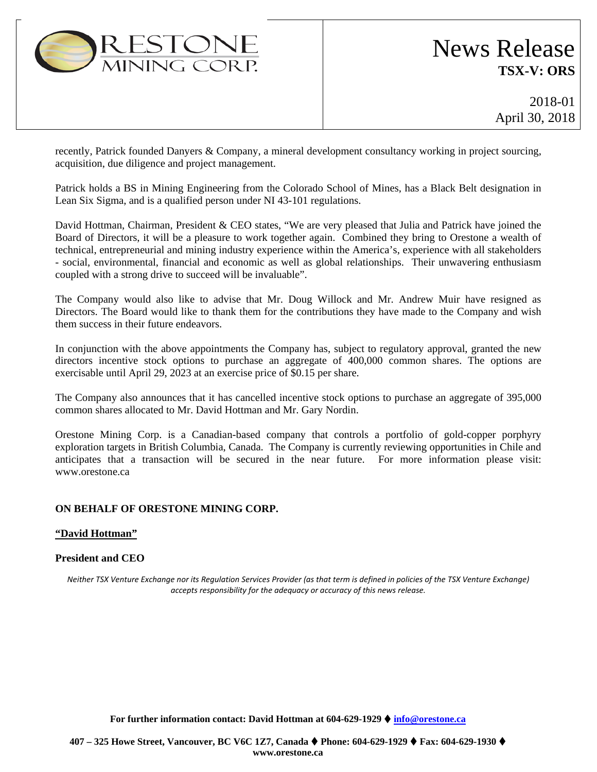recently, Patrick founded Danyers & Company, a mineral development consultancy working in project sourcing, acquisition, due diligence and project management.

Patrick holds a BS in Mining Engineering from the Colorado School of Mines, has a Black Belt designation in Lean Six Sigma, and is a qualified person under NI 43-101 regulations.

David Hottman, Chairman, President & CEO states, "We are very pleased that Julia and Patrick have joined the Board of Directors, it will be a pleasure to work together again. Combined they bring to Orestone a wealth of technical, entrepreneurial and mining industry experience within the America's, experience with all stakeholders - social, environmental, financial and economic as well as global relationships. Their unwavering enthusiasm coupled with a strong drive to succeed will be invaluable".

The Company would also like to advise that Mr. Doug Willock and Mr. Andrew Muir have resigned as Directors. The Board would like to thank them for the contributions they have made to the Company and wish them success in their future endeavors.

In conjunction with the above appointments the Company has, subject to regulatory approval, granted the new directors incentive stock options to purchase an aggregate of 400,000 common shares. The options are exercisable until April 29, 2023 at an exercise price of $0.15 per share.

The Company also announces that it has cancelled incentive stock options to purchase an aggregate of 395,000 common shares allocated to Mr. David Hottman and Mr. Gary Nordin.

Orestone Mining Corp. is a Canadian-based company that controls a portfolio of gold-copper porphyry exploration targets in British Columbia, Canada. The Company is currently reviewing opportunities in Chile and anticipates that a transaction will be secured in the near future. For more information please visit: www.orestone.ca

**ON BEHALF OF ORESTONE MINING CORP.**

**"David Hottman"**

**President and CEO**

*Neither TSX Venture Exchange nor its Regulation Services Provider (as that term is defined in policies of the TSX Venture Exchange) accepts responsibility for the adequacy or accuracy of this news release.*

**For further information contact: David Hottman at 604-629-1929 ♦ info@orestone.ca**